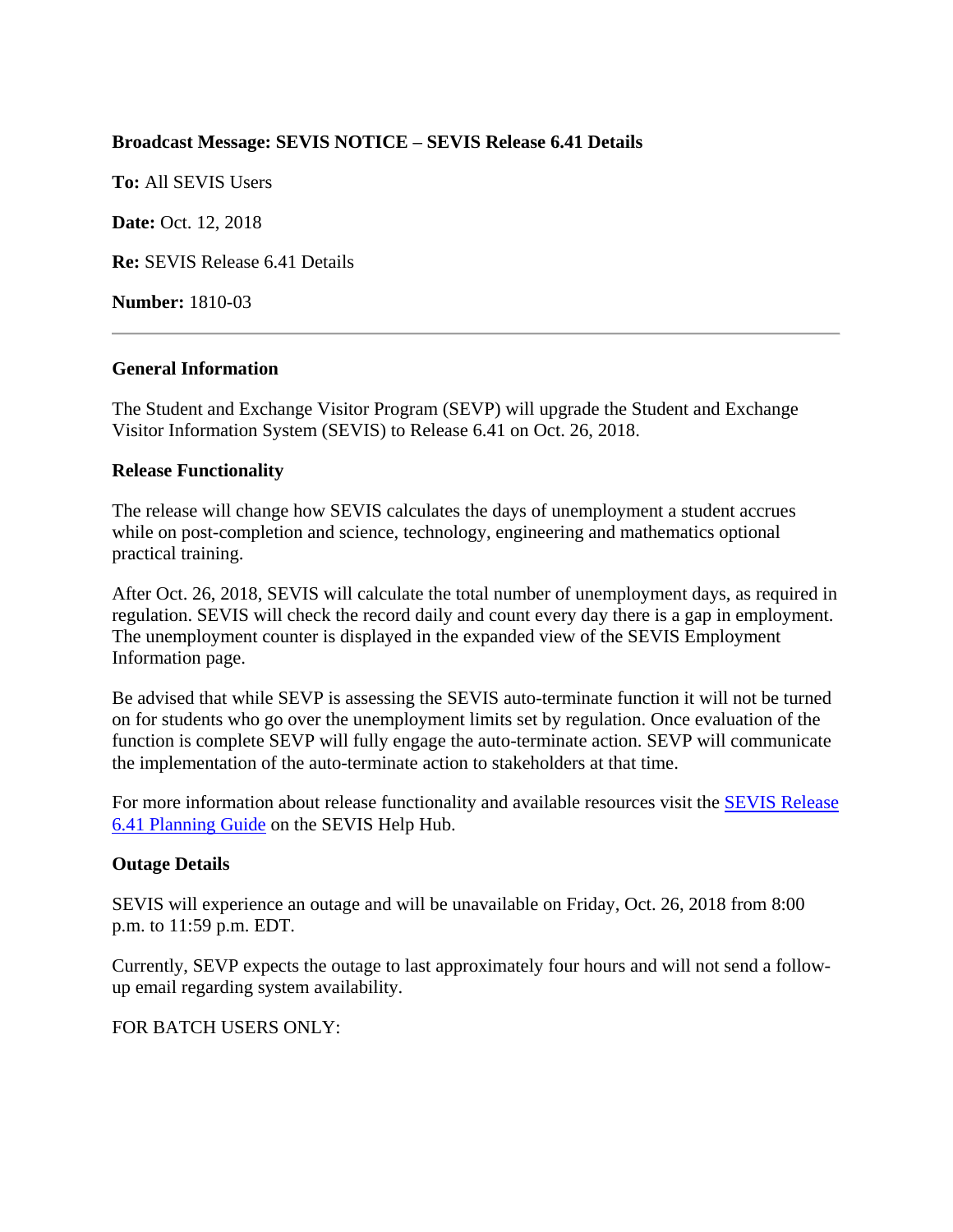**Broadcast Message: SEVIS NOTICE – SEVIS Release 6.41 Details**

**To:** All SEVIS Users

**Date:** Oct. 12, 2018

**Re:** SEVIS Release 6.41 Details

**Number:** 1810-03

---

**General Information**

The Student and Exchange Visitor Program (SEVP) will upgrade the Student and Exchange Visitor Information System (SEVIS) to Release 6.41 on Oct. 26, 2018.

**Release Functionality**

The release will change how SEVIS calculates the days of unemployment a student accrues while on post-completion and science, technology, engineering and mathematics optional practical training.

After Oct. 26, 2018, SEVIS will calculate the total number of unemployment days, as required in regulation. SEVIS will check the record daily and count every day there is a gap in employment. The unemployment counter is displayed in the expanded view of the SEVIS Employment Information page.

Be advised that while SEVP is assessing the SEVIS auto-terminate function it will not be turned on for students who go over the unemployment limits set by regulation. Once evaluation of the function is complete SEVP will fully engage the auto-terminate action. SEVP will communicate the implementation of the auto-terminate action to stakeholders at that time.

For more information about release functionality and available resources visit the SEVIS Release 6.41 Planning Guide on the SEVIS Help Hub.

**Outage Details**

SEVIS will experience an outage and will be unavailable on Friday, Oct. 26, 2018 from 8:00 p.m. to 11:59 p.m. EDT.

Currently, SEVP expects the outage to last approximately four hours and will not send a follow-up email regarding system availability.

FOR BATCH USERS ONLY: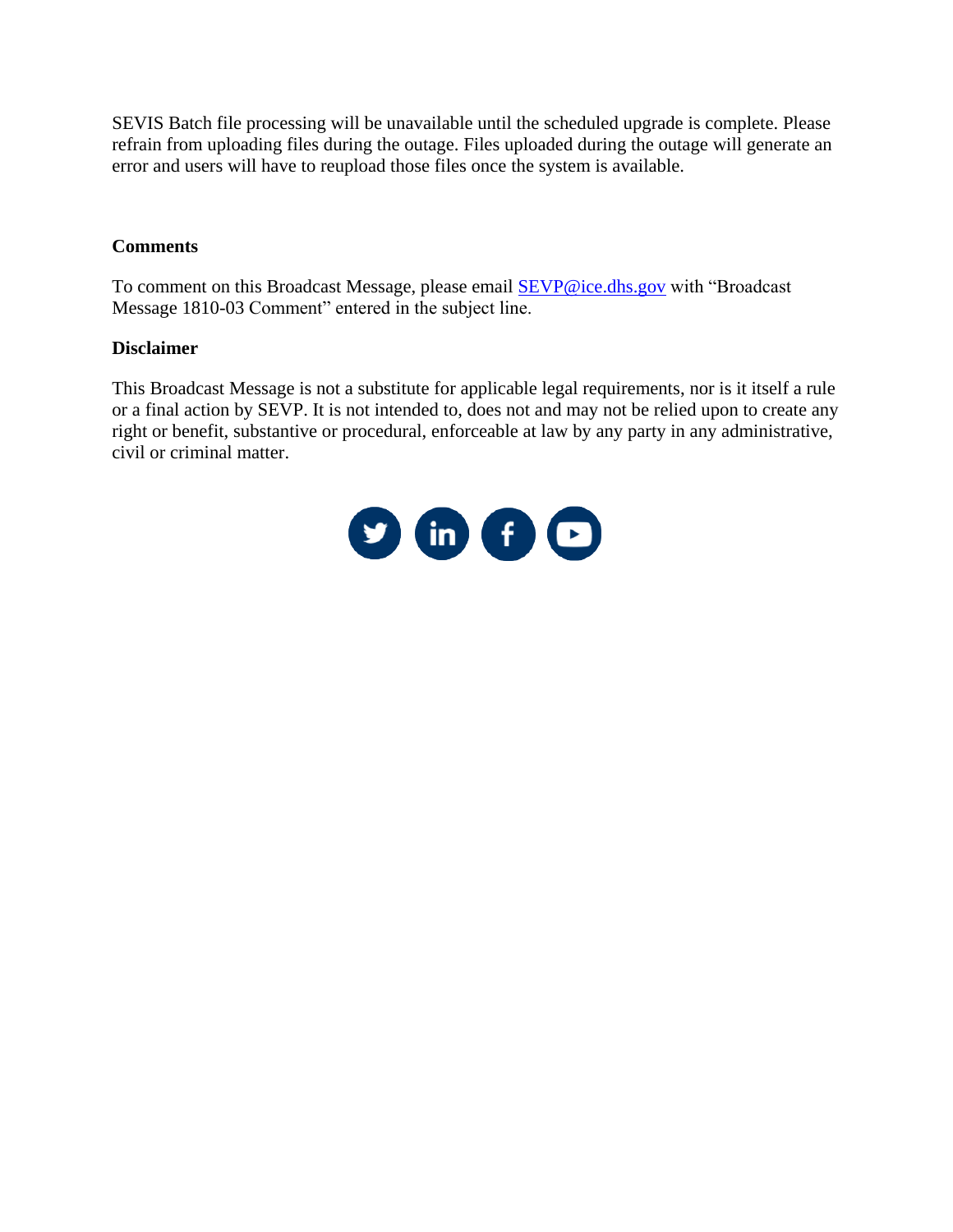SEVIS Batch file processing will be unavailable until the scheduled upgrade is complete. Please refrain from uploading files during the outage. Files uploaded during the outage will generate an error and users will have to reupload those files once the system is available.

**Comments**

To comment on this Broadcast Message, please email [SEVP@ice.dhs.gov](mailto:SEVP@ice.dhs.gov) with "Broadcast Message 1810-03 Comment" entered in the subject line.

**Disclaimer**

This Broadcast Message is not a substitute for applicable legal requirements, nor is it itself a rule or a final action by SEVP. It is not intended to, does not and may not be relied upon to create any right or benefit, substantive or procedural, enforceable at law by any party in any administrative, civil or criminal matter.